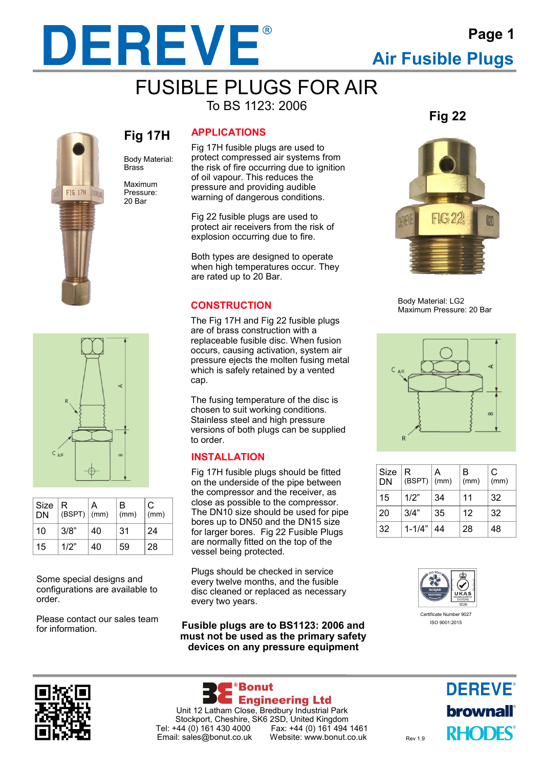# DEREVE®

## Air Fusible Plugs

# FUSIBLE PLUGS FOR AIR

To BS 1123: 2006

### Fig 17H

Body Material: Brass

Maximum Pressure: 20 Bar

| Size DN | R (BSPT) | A (mm) | B (mm) | C (mm) |
|---|---|---|---|---|
| 10 | 3/8" | 40 | 31 | 24 |
| 15 | 1/2" | 40 | 59 | 28 |

Some special designs and configurations are available to order.

Please contact our sales team for information.

### APPLICATIONS

Fig 17H fusible plugs are used to protect compressed air systems from the risk of fire occurring due to ignition of oil vapour. This reduces the pressure and providing audible warning of dangerous conditions.

Fig 22 fusible plugs are used to protect air receivers from the risk of explosion occurring due to fire.

Both types are designed to operate when high temperatures occur. They are rated up to 20 Bar.

### CONSTRUCTION

The Fig 17H and Fig 22 fusible plugs are of brass construction with a replaceable fusible disc. When fusion occurs, causing activation, system air pressure ejects the molten fusing metal which is safely retained by a vented cap.

The fusing temperature of the disc is chosen to suit working conditions. Stainless steel and high pressure versions of both plugs can be supplied to order.

### INSTALLATION

Fig 17H fusible plugs should be fitted on the underside of the pipe between the compressor and the receiver, as close as possible to the compressor. The DN10 size should be used for pipe bores up to DN50 and the DN15 size for larger bores. Fig 22 Fusible Plugs are normally fitted on the top of the vessel being protected.

Plugs should be checked in service every twelve months, and the fusible disc cleaned or replaced as necessary every two years.

**Fusible plugs are to BS1123: 2006 and must not be used as the primary safety devices on any pressure equipment**

### Fig 22

Body Material: LG2
Maximum Pressure: 20 Bar

| Size DN | R (BSPT) | A (mm) | B (mm) | C (mm) |
|---|---|---|---|---|
| 15 | 1/2" | 34 | 11 | 32 |
| 20 | 3/4" | 35 | 12 | 32 |
| 32 | 1-1/4" | 44 | 28 | 48 |

Certificate Number 9027
ISO 9001:2015

**Bonut Engineering Ltd**
Unit 12 Latham Close, Bredbury Industrial Park
Stockport, Cheshire, SK6 2SD, United Kingdom
Tel: +44 (0) 161 430 4000 Fax: +44 (0) 161 494 1461
Email: sales@bonut.co.uk Website: www.bonut.co.uk

Rev 1.9

DEREVE® brownall® RHODES®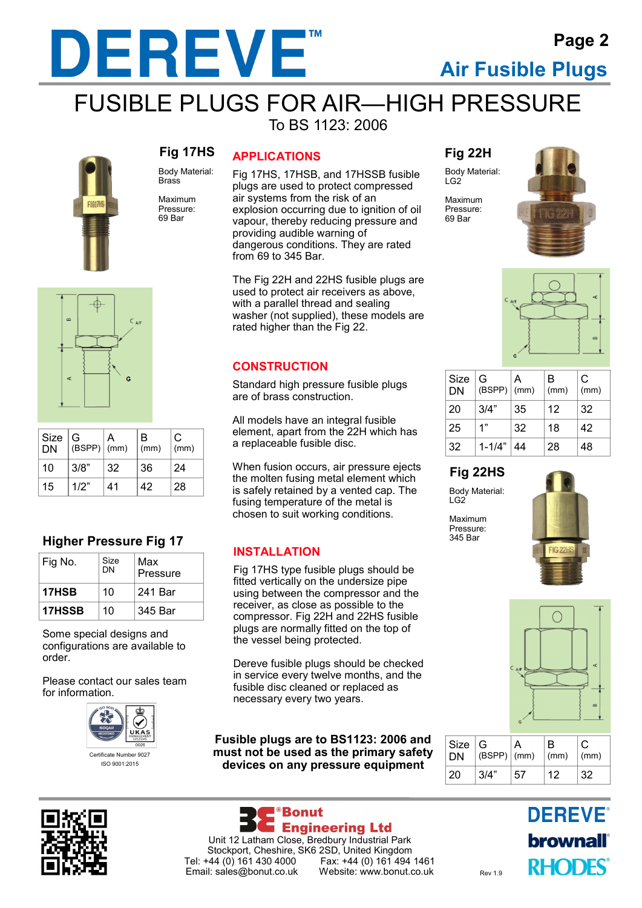# FUSIBLE PLUGS FOR AIR—HIGH PRESSURE

To BS 1123: 2006

## Fig 17HS

Body Material: Brass

Maximum Pressure: 69 Bar

| Size DN | G (BSPP) | A (mm) | B (mm) | C (mm) |
|---|---|---|---|---|
| 10 | 3/8" | 32 | 36 | 24 |
| 15 | 1/2" | 41 | 42 | 28 |

## Higher Pressure Fig 17

| Fig No. | Size DN | Max Pressure |
|---|---|---|
| **17HSB** | 10 | 241 Bar |
| **17HSSB** | 10 | 345 Bar |

Some special designs and configurations are available to order.

Please contact our sales team for information.

Certificate Number 9027
ISO 9001:2015

## APPLICATIONS

Fig 17HS, 17HSB, and 17HSSB fusible plugs are used to protect compressed air systems from the risk of an explosion occurring due to ignition of oil vapour, thereby reducing pressure and providing audible warning of dangerous conditions. They are rated from 69 to 345 Bar.

The Fig 22H and 22HS fusible plugs are used to protect air receivers as above, with a parallel thread and sealing washer (not supplied), these models are rated higher than the Fig 22.

## CONSTRUCTION

Standard high pressure fusible plugs are of brass construction.

All models have an integral fusible element, apart from the 22H which has a replaceable fusible disc.

When fusion occurs, air pressure ejects the molten fusing metal element which is safely retained by a vented cap. The fusing temperature of the metal is chosen to suit working conditions.

## INSTALLATION

Fig 17HS type fusible plugs should be fitted vertically on the undersize pipe using between the compressor and the receiver, as close as possible to the compressor. Fig 22H and 22HS fusible plugs are normally fitted on the top of the vessel being protected.

Dereve fusible plugs should be checked in service every twelve months, and the fusible disc cleaned or replaced as necessary every two years.

**Fusible plugs are to BS1123: 2006 and must not be used as the primary safety devices on any pressure equipment**

## Fig 22H

Body Material: LG2

Maximum Pressure: 69 Bar

| Size DN | G (BSPP) | A (mm) | B (mm) | C (mm) |
|---|---|---|---|---|
| 20 | 3/4" | 35 | 12 | 32 |
| 25 | 1" | 32 | 18 | 42 |
| 32 | 1-1/4" | 44 | 28 | 48 |

## Fig 22HS

Body Material: LG2

Maximum Pressure: 345 Bar

| Size DN | G (BSPP) | A (mm) | B (mm) | C (mm) |
|---|---|---|---|---|
| 20 | 3/4" | 57 | 12 | 32 |

Bonut Engineering Ltd
Unit 12 Latham Close, Bredbury Industrial Park
Stockport, Cheshire, SK6 2SD, United Kingdom
Tel: +44 (0) 161 430 4000 Fax: +44 (0) 161 494 1461
Email: sales@bonut.co.uk Website: www.bonut.co.uk

Rev 1.9